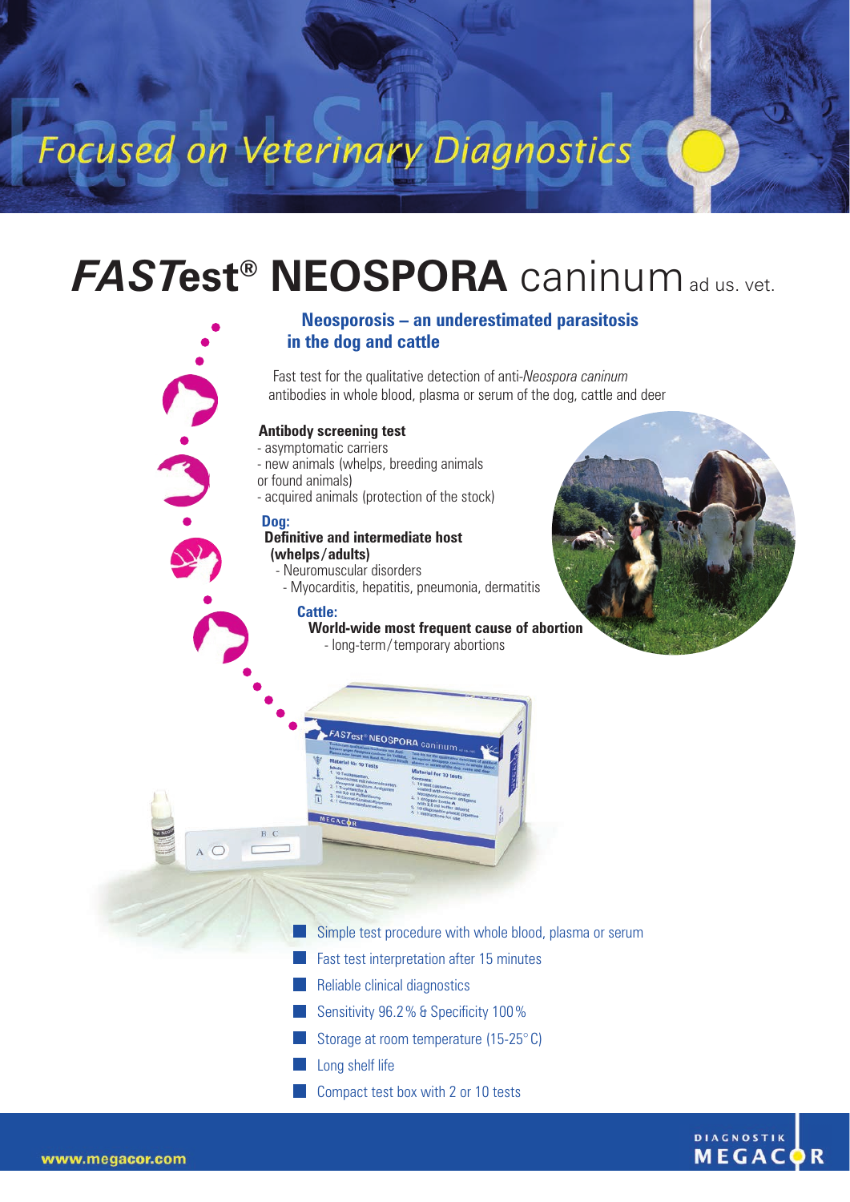Focused on Veterinary Diagnostics

# ***FASTest®*** **NEOSPORA** caninum ad us. vet.

## Neosporosis – an underestimated parasitosis in the dog and cattle

Fast test for the qualitative detection of anti-*Neospora caninum* antibodies in whole blood, plasma or serum of the dog, cattle and deer

**Antibody screening test**

- asymptomatic carriers
- new animals (whelps, breeding animals or found animals)
- acquired animals (protection of the stock)

**Dog:**

**Definitive and intermediate host (whelps/adults)**

- Neuromuscular disorders
- Myocarditis, hepatitis, pneumonia, dermatitis

**Cattle:**

**World-wide most frequent cause of abortion**

- long-term/temporary abortions

- Simple test procedure with whole blood, plasma or serum
- Fast test interpretation after 15 minutes
- Reliable clinical diagnostics
- Sensitivity 96.2 % & Specificity 100 %
- Storage at room temperature (15-25° C)
- Long shelf life
- Compact test box with 2 or 10 tests

www.megacor.com

DIAGNOSTIK MEGACOR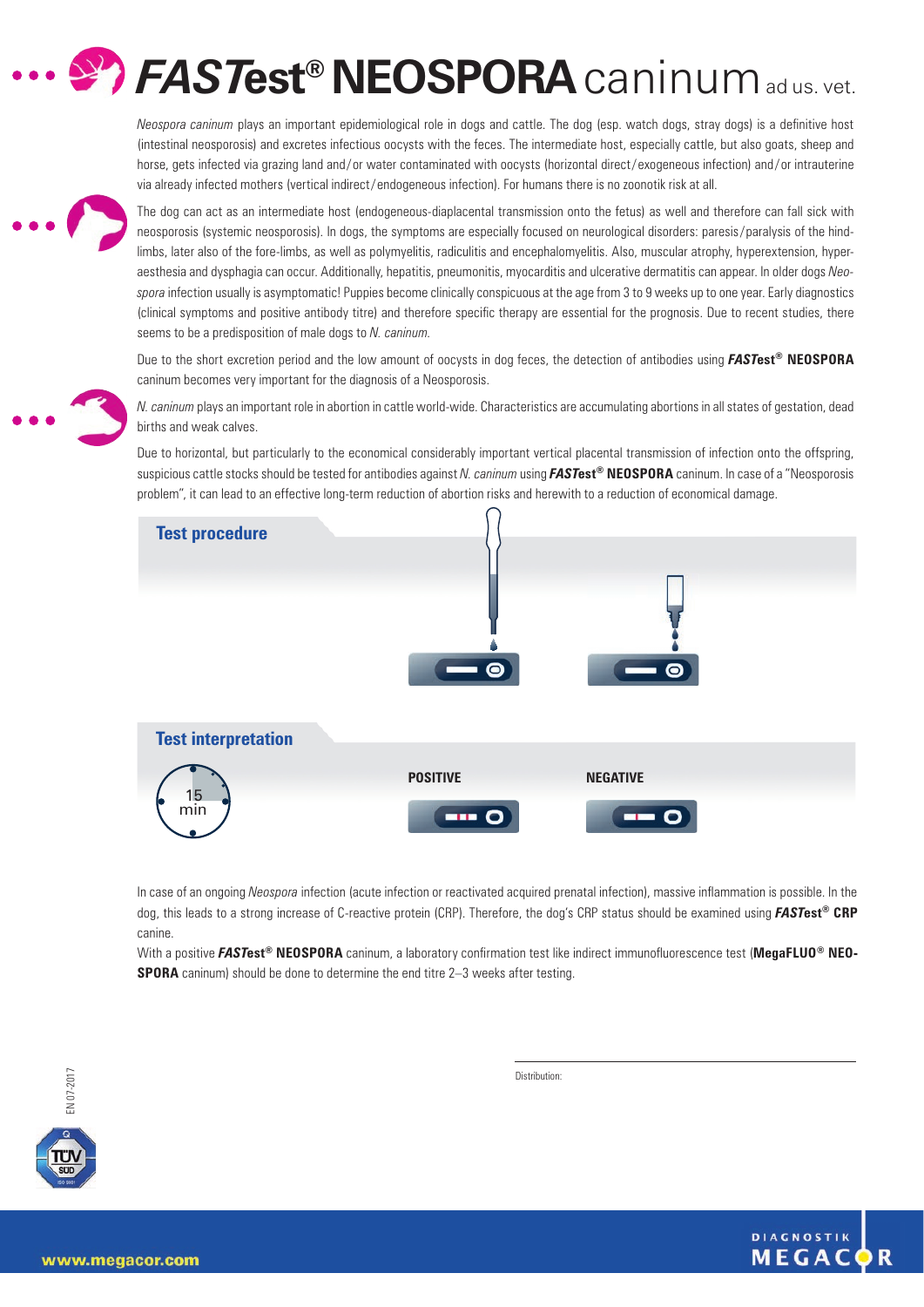# *FASTest*® NEOSPORA caninum ad us. vet.

*Neospora caninum* plays an important epidemiological role in dogs and cattle. The dog (esp. watch dogs, stray dogs) is a definitive host (intestinal neosporosis) and excretes infectious oocysts with the feces. The intermediate host, especially cattle, but also goats, sheep and horse, gets infected via grazing land and/or water contaminated with oocysts (horizontal direct/exogeneous infection) and/or intrauterine via already infected mothers (vertical indirect/endogeneous infection). For humans there is no zoonotik risk at all.

The dog can act as an intermediate host (endogeneous-diaplacental transmission onto the fetus) as well and therefore can fall sick with neosporosis (systemic neosporosis). In dogs, the symptoms are especially focused on neurological disorders: paresis/paralysis of the hind-limbs, later also of the fore-limbs, as well as polymyelitis, radiculitis and encephalomyelitis. Also, muscular atrophy, hyperextension, hyper-aesthesia and dysphagia can occur. Additionally, hepatitis, pneumonitis, myocarditis and ulcerative dermatitis can appear. In older dogs *Neospora* infection usually is asymptomatic! Puppies become clinically conspicuous at the age from 3 to 9 weeks up to one year. Early diagnostics (clinical symptoms and positive antibody titre) and therefore specific therapy are essential for the prognosis. Due to recent studies, there seems to be a predisposition of male dogs to *N. caninum.*

Due to the short excretion period and the low amount of oocysts in dog feces, the detection of antibodies using ***FASTest*® NEOSPORA** caninum becomes very important for the diagnosis of a Neosporosis.

*N. caninum* plays an important role in abortion in cattle world-wide. Characteristics are accumulating abortions in all states of gestation, dead births and weak calves.

Due to horizontal, but particularly to the economical considerably important vertical placental transmission of infection onto the offspring, suspicious cattle stocks should be tested for antibodies against *N. caninum* using ***FASTest*® NEOSPORA** caninum. In case of a "Neosporosis problem", it can lead to an effective long-term reduction of abortion risks and herewith to a reduction of economical damage.

## Test procedure

## Test interpretation

15 min

POSITIVE

NEGATIVE

In case of an ongoing *Neospora* infection (acute infection or reactivated acquired prenatal infection), massive inflammation is possible. In the dog, this leads to a strong increase of C-reactive protein (CRP). Therefore, the dog's CRP status should be examined using ***FASTest*® CRP** canine.

With a positive ***FASTest*® NEOSPORA** caninum, a laboratory confirmation test like indirect immunofluorescence test (**MegaFLUO® NEOSPORA** caninum) should be done to determine the end titre 2–3 weeks after testing.

EN 07-2017

Distribution:

www.megacor.com

DIAGNOSTIK MEGACOR